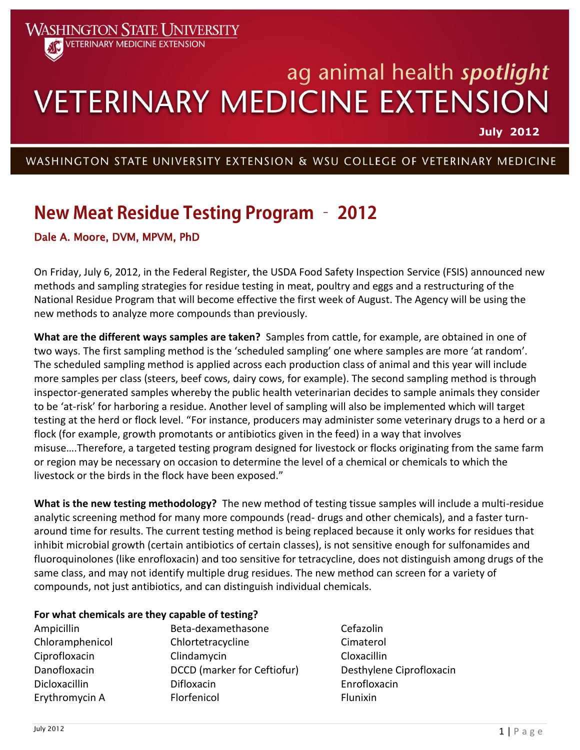WASHINGTON STATE UNIVERSITY
VETERINARY MEDICINE EXTENSION

ag animal health *spotlight*

# VETERINARY MEDICINE EXTENSION

**July 2012**

WASHINGTON STATE UNIVERSITY EXTENSION & WSU COLLEGE OF VETERINARY MEDICINE

## New Meat Residue Testing Program - 2012

Dale A. Moore, DVM, MPVM, PhD

On Friday, July 6, 2012, in the Federal Register, the USDA Food Safety Inspection Service (FSIS) announced new methods and sampling strategies for residue testing in meat, poultry and eggs and a restructuring of the National Residue Program that will become effective the first week of August. The Agency will be using the new methods to analyze more compounds than previously.

**What are the different ways samples are taken?** Samples from cattle, for example, are obtained in one of two ways. The first sampling method is the 'scheduled sampling' one where samples are more 'at random'. The scheduled sampling method is applied across each production class of animal and this year will include more samples per class (steers, beef cows, dairy cows, for example). The second sampling method is through inspector-generated samples whereby the public health veterinarian decides to sample animals they consider to be 'at-risk' for harboring a residue. Another level of sampling will also be implemented which will target testing at the herd or flock level. "For instance, producers may administer some veterinary drugs to a herd or a flock (for example, growth promotants or antibiotics given in the feed) in a way that involves misuse….Therefore, a targeted testing program designed for livestock or flocks originating from the same farm or region may be necessary on occasion to determine the level of a chemical or chemicals to which the livestock or the birds in the flock have been exposed."

**What is the new testing methodology?** The new method of testing tissue samples will include a multi-residue analytic screening method for many more compounds (read- drugs and other chemicals), and a faster turn-around time for results. The current testing method is being replaced because it only works for residues that inhibit microbial growth (certain antibiotics of certain classes), is not sensitive enough for sulfonamides and fluoroquinolones (like enrofloxacin) and too sensitive for tetracycline, does not distinguish among drugs of the same class, and may not identify multiple drug residues. The new method can screen for a variety of compounds, not just antibiotics, and can distinguish individual chemicals.

**For what chemicals are they capable of testing?**

| | | |
|---|---|---|
| Ampicillin | Beta-dexamethasone | Cefazolin |
| Chloramphenicol | Chlortetracycline | Cimaterol |
| Ciprofloxacin | Clindamycin | Cloxacillin |
| Danofloxacin | DCCD (marker for Ceftiofur) | Desthylene Ciprofloxacin |
| Dicloxacillin | Difloxacin | Enrofloxacin |
| Erythromycin A | Florfenicol | Flunixin |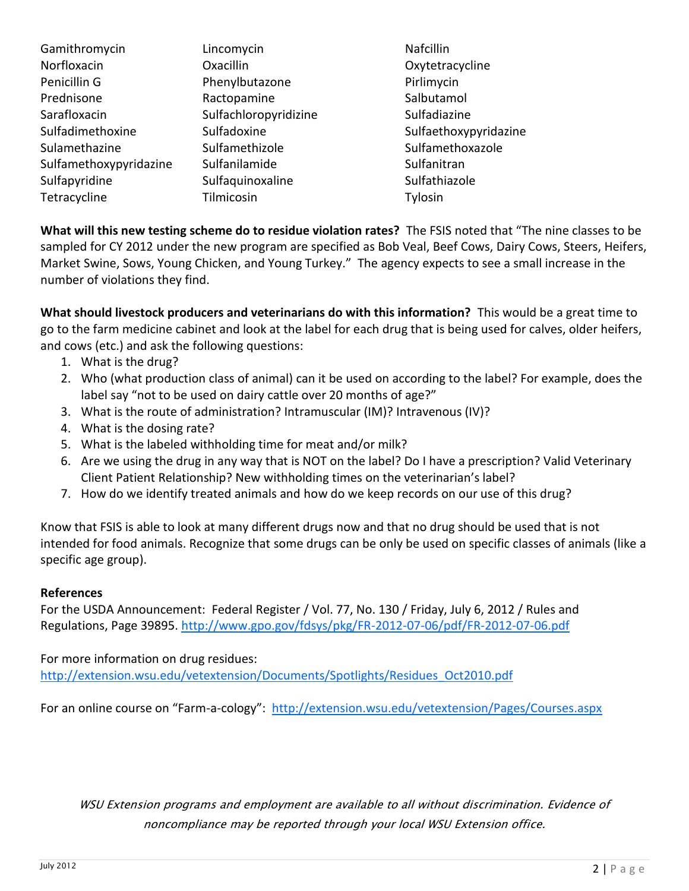| | | |
|---|---|---|
| Gamithromycin | Lincomycin | Nafcillin |
| Norfloxacin | Oxacillin | Oxytetracycline |
| Penicillin G | Phenylbutazone | Pirlimycin |
| Prednisone | Ractopamine | Salbutamol |
| Sarafloxacin | Sulfachloropyridizine | Sulfadiazine |
| Sulfadimethoxine | Sulfadoxine | Sulfaethoxypyridazine |
| Sulamethazine | Sulfamethizole | Sulfamethoxazole |
| Sulfamethoxypyridazine | Sulfanilamide | Sulfanitran |
| Sulfapyridine | Sulfaquinoxaline | Sulfathiazole |
| Tetracycline | Tilmicosin | Tylosin |

**What will this new testing scheme do to residue violation rates?** The FSIS noted that "The nine classes to be sampled for CY 2012 under the new program are specified as Bob Veal, Beef Cows, Dairy Cows, Steers, Heifers, Market Swine, Sows, Young Chicken, and Young Turkey." The agency expects to see a small increase in the number of violations they find.

**What should livestock producers and veterinarians do with this information?** This would be a great time to go to the farm medicine cabinet and look at the label for each drug that is being used for calves, older heifers, and cows (etc.) and ask the following questions:

1. What is the drug?
2. Who (what production class of animal) can it be used on according to the label? For example, does the label say "not to be used on dairy cattle over 20 months of age?"
3. What is the route of administration? Intramuscular (IM)? Intravenous (IV)?
4. What is the dosing rate?
5. What is the labeled withholding time for meat and/or milk?
6. Are we using the drug in any way that is NOT on the label? Do I have a prescription? Valid Veterinary Client Patient Relationship? New withholding times on the veterinarian's label?
7. How do we identify treated animals and how do we keep records on our use of this drug?

Know that FSIS is able to look at many different drugs now and that no drug should be used that is not intended for food animals. Recognize that some drugs can be only be used on specific classes of animals (like a specific age group).

**References**

For the USDA Announcement: Federal Register / Vol. 77, No. 130 / Friday, July 6, 2012 / Rules and Regulations, Page 39895. http://www.gpo.gov/fdsys/pkg/FR-2012-07-06/pdf/FR-2012-07-06.pdf

For more information on drug residues:
http://extension.wsu.edu/vetextension/Documents/Spotlights/Residues_Oct2010.pdf

For an online course on "Farm-a-cology": http://extension.wsu.edu/vetextension/Pages/Courses.aspx

*WSU Extension programs and employment are available to all without discrimination. Evidence of noncompliance may be reported through your local WSU Extension office.*